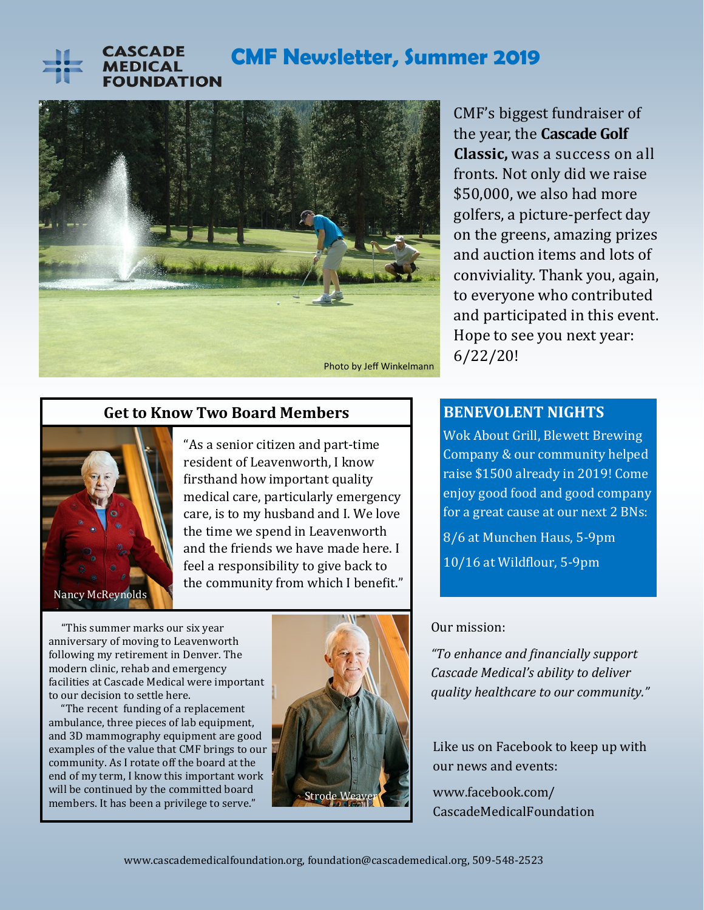# CASCADE MEDICAL FOUNDATION

# CMF Newsletter, Summer 2019

Photo by Jeff Winkelmann

CMF's biggest fundraiser of the year, the **Cascade Golf Classic,** was a success on all fronts. Not only did we raise $50,000, we also had more golfers, a picture-perfect day on the greens, amazing prizes and auction items and lots of conviviality. Thank you, again, to everyone who contributed and participated in this event. Hope to see you next year: 6/22/20!

## Get to Know Two Board Members

Nancy McReynolds

"As a senior citizen and part-time resident of Leavenworth, I know firsthand how important quality medical care, particularly emergency care, is to my husband and I. We love the time we spend in Leavenworth and the friends we have made here. I feel a responsibility to give back to the community from which I benefit."

"This summer marks our six year anniversary of moving to Leavenworth following my retirement in Denver. The modern clinic, rehab and emergency facilities at Cascade Medical were important to our decision to settle here.

"The recent funding of a replacement ambulance, three pieces of lab equipment, and 3D mammography equipment are good examples of the value that CMF brings to our community. As I rotate off the board at the end of my term, I know this important work will be continued by the committed board members. It has been a privilege to serve."

Strode Weaver

## BENEVOLENT NIGHTS

Wok About Grill, Blewett Brewing Company & our community helped raise $1500 already in 2019! Come enjoy good food and good company for a great cause at our next 2 BNs:

8/6 at Munchen Haus, 5-9pm

10/16 at Wildflour, 5-9pm

Our mission:

*"To enhance and financially support Cascade Medical's ability to deliver quality healthcare to our community."*

Like us on Facebook to keep up with our news and events:

www.facebook.com/CascadeMedicalFoundation

www.cascademedicalfoundation.org, foundation@cascademedical.org, 509-548-2523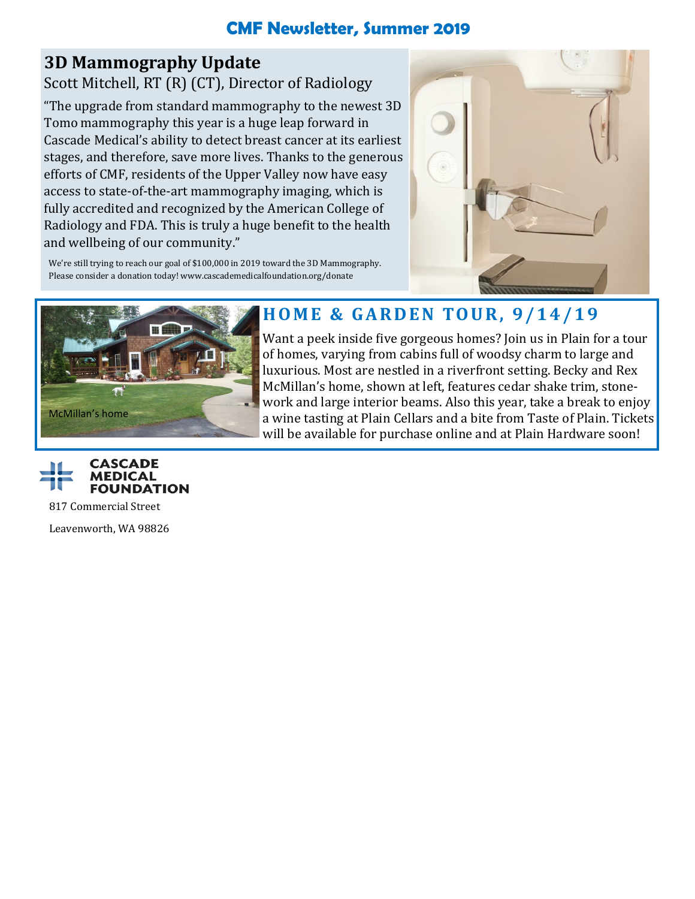# CMF Newsletter, Summer 2019

## 3D Mammography Update

Scott Mitchell, RT (R) (CT), Director of Radiology

"The upgrade from standard mammography to the newest 3D Tomo mammography this year is a huge leap forward in Cascade Medical's ability to detect breast cancer at its earliest stages, and therefore, save more lives. Thanks to the generous efforts of CMF, residents of the Upper Valley now have easy access to state-of-the-art mammography imaging, which is fully accredited and recognized by the American College of Radiology and FDA. This is truly a huge benefit to the health and wellbeing of our community."

We're still trying to reach our goal of $100,000 in 2019 toward the 3D Mammography. Please consider a donation today! www.cascademedicalfoundation.org/donate

## HOME & GARDEN TOUR, 9/14/19

McMillan's home

Want a peek inside five gorgeous homes? Join us in Plain for a tour of homes, varying from cabins full of woodsy charm to large and luxurious. Most are nestled in a riverfront setting. Becky and Rex McMillan's home, shown at left, features cedar shake trim, stonework and large interior beams. Also this year, take a break to enjoy a wine tasting at Plain Cellars and a bite from Taste of Plain. Tickets will be available for purchase online and at Plain Hardware soon!

**CASCADE MEDICAL FOUNDATION**

817 Commercial Street

Leavenworth, WA 98826